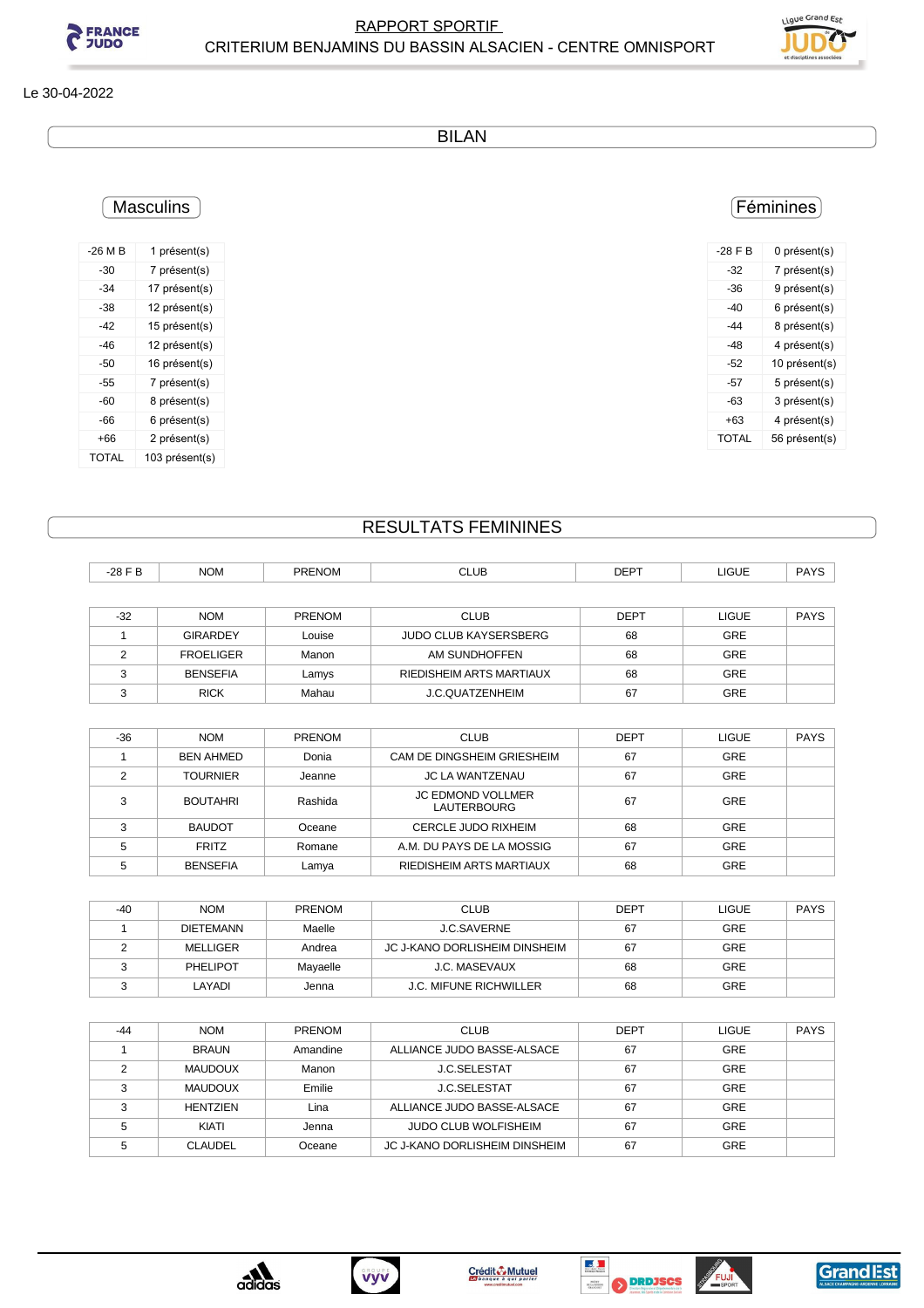# RAPPORT SPORTIF

## CRITERIUM BENJAMINS DU BASSIN ALSACIEN - CENTRE OMNISPORT

Le 30-04-2022

## BILAN

### Masculins

| -26 M B | 1 présent(s) |
|---|---|
| -30 | 7 présent(s) |
| -34 | 17 présent(s) |
| -38 | 12 présent(s) |
| -42 | 15 présent(s) |
| -46 | 12 présent(s) |
| -50 | 16 présent(s) |
| -55 | 7 présent(s) |
| -60 | 8 présent(s) |
| -66 | 6 présent(s) |
| +66 | 2 présent(s) |
| TOTAL | 103 présent(s) |

### Féminines

| -28 F B | 0 présent(s) |
|---|---|
| -32 | 7 présent(s) |
| -36 | 9 présent(s) |
| -40 | 6 présent(s) |
| -44 | 8 présent(s) |
| -48 | 4 présent(s) |
| -52 | 10 présent(s) |
| -57 | 5 présent(s) |
| -63 | 3 présent(s) |
| +63 | 4 présent(s) |
| TOTAL | 56 présent(s) |

## RESULTATS FEMININES

| -28 F B | NOM | PRENOM | CLUB | DEPT | LIGUE | PAYS |
|---|---|---|---|---|---|---|

| -32 | NOM | PRENOM | CLUB | DEPT | LIGUE | PAYS |
|---|---|---|---|---|---|---|
| 1 | GIRARDEY | Louise | JUDO CLUB KAYSERSBERG | 68 | GRE | |
| 2 | FROELIGER | Manon | AM SUNDHOFFEN | 68 | GRE | |
| 3 | BENSEFIA | Lamys | RIEDISHEIM ARTS MARTIAUX | 68 | GRE | |
| 3 | RICK | Mahau | J.C.QUATZENHEIM | 67 | GRE | |

| -36 | NOM | PRENOM | CLUB | DEPT | LIGUE | PAYS |
|---|---|---|---|---|---|---|
| 1 | BEN AHMED | Donia | CAM DE DINGSHEIM GRIESHEIM | 67 | GRE | |
| 2 | TOURNIER | Jeanne | JC LA WANTZENAU | 67 | GRE | |
| 3 | BOUTAHRI | Rashida | JC EDMOND VOLLMER LAUTERBOURG | 67 | GRE | |
| 3 | BAUDOT | Oceane | CERCLE JUDO RIXHEIM | 68 | GRE | |
| 5 | FRITZ | Romane | A.M. DU PAYS DE LA MOSSIG | 67 | GRE | |
| 5 | BENSEFIA | Lamya | RIEDISHEIM ARTS MARTIAUX | 68 | GRE | |

| -40 | NOM | PRENOM | CLUB | DEPT | LIGUE | PAYS |
|---|---|---|---|---|---|---|
| 1 | DIETEMANN | Maelle | J.C.SAVERNE | 67 | GRE | |
| 2 | MELLIGER | Andrea | JC J-KANO DORLISHEIM DINSHEIM | 67 | GRE | |
| 3 | PHELIPOT | Mayaelle | J.C. MASEVAUX | 68 | GRE | |
| 3 | LAYADI | Jenna | J.C. MIFUNE RICHWILLER | 68 | GRE | |

| -44 | NOM | PRENOM | CLUB | DEPT | LIGUE | PAYS |
|---|---|---|---|---|---|---|
| 1 | BRAUN | Amandine | ALLIANCE JUDO BASSE-ALSACE | 67 | GRE | |
| 2 | MAUDOUX | Manon | J.C.SELESTAT | 67 | GRE | |
| 3 | MAUDOUX | Emilie | J.C.SELESTAT | 67 | GRE | |
| 3 | HENTZIEN | Lina | ALLIANCE JUDO BASSE-ALSACE | 67 | GRE | |
| 5 | KIATI | Jenna | JUDO CLUB WOLFISHEIM | 67 | GRE | |
| 5 | CLAUDEL | Oceane | JC J-KANO DORLISHEIM DINSHEIM | 67 | GRE | |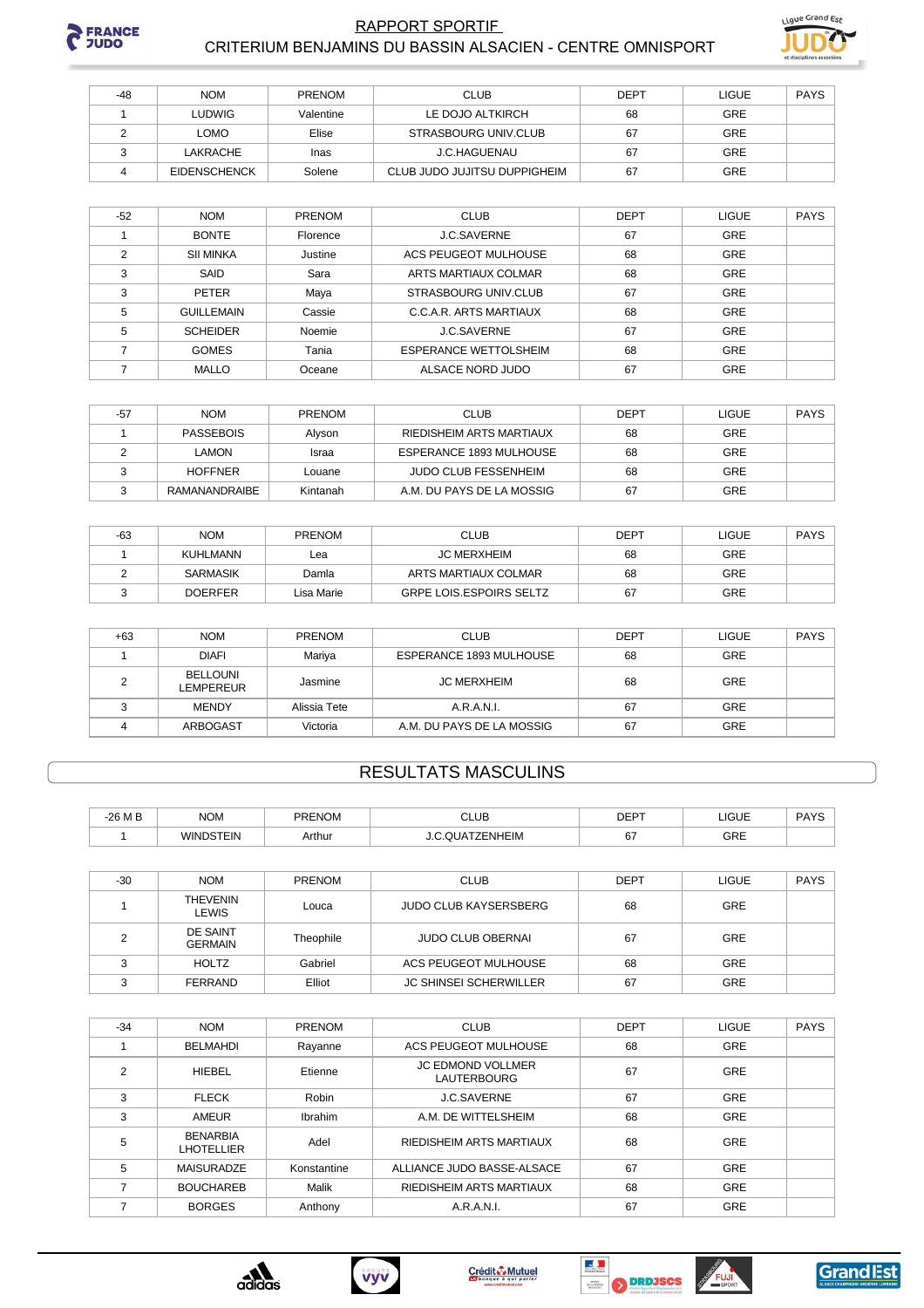| -48 | NOM | PRENOM | CLUB | DEPT | LIGUE | PAYS |
|---|---|---|---|---|---|---|
| 1 | LUDWIG | Valentine | LE DOJO ALTKIRCH | 68 | GRE | |
| 2 | LOMO | Elise | STRASBOURG UNIV.CLUB | 67 | GRE | |
| 3 | LAKRACHE | Inas | J.C.HAGUENAU | 67 | GRE | |
| 4 | EIDENSCHENCK | Solene | CLUB JUDO JUJITSU DUPPIGHEIM | 67 | GRE | |

| -52 | NOM | PRENOM | CLUB | DEPT | LIGUE | PAYS |
|---|---|---|---|---|---|---|
| 1 | BONTE | Florence | J.C.SAVERNE | 67 | GRE | |
| 2 | SII MINKA | Justine | ACS PEUGEOT MULHOUSE | 68 | GRE | |
| 3 | SAID | Sara | ARTS MARTIAUX COLMAR | 68 | GRE | |
| 3 | PETER | Maya | STRASBOURG UNIV.CLUB | 67 | GRE | |
| 5 | GUILLEMAIN | Cassie | C.C.A.R. ARTS MARTIAUX | 68 | GRE | |
| 5 | SCHEIDER | Noemie | J.C.SAVERNE | 67 | GRE | |
| 7 | GOMES | Tania | ESPERANCE WETTOLSHEIM | 68 | GRE | |
| 7 | MALLO | Oceane | ALSACE NORD JUDO | 67 | GRE | |

| -57 | NOM | PRENOM | CLUB | DEPT | LIGUE | PAYS |
|---|---|---|---|---|---|---|
| 1 | PASSEBOIS | Alyson | RIEDISHEIM ARTS MARTIAUX | 68 | GRE | |
| 2 | LAMON | Israa | ESPERANCE 1893 MULHOUSE | 68 | GRE | |
| 3 | HOFFNER | Louane | JUDO CLUB FESSENHEIM | 68 | GRE | |
| 3 | RAMANANDRAIBE | Kintanah | A.M. DU PAYS DE LA MOSSIG | 67 | GRE | |

| -63 | NOM | PRENOM | CLUB | DEPT | LIGUE | PAYS |
|---|---|---|---|---|---|---|
| 1 | KUHLMANN | Lea | JC MERXHEIM | 68 | GRE | |
| 2 | SARMASIK | Damla | ARTS MARTIAUX COLMAR | 68 | GRE | |
| 3 | DOERFER | Lisa Marie | GRPE LOIS.ESPOIRS SELTZ | 67 | GRE | |

| +63 | NOM | PRENOM | CLUB | DEPT | LIGUE | PAYS |
|---|---|---|---|---|---|---|
| 1 | DIAFI | Mariya | ESPERANCE 1893 MULHOUSE | 68 | GRE | |
| 2 | BELLOUNI LEMPEREUR | Jasmine | JC MERXHEIM | 68 | GRE | |
| 3 | MENDY | Alissia Tete | A.R.A.N.I. | 67 | GRE | |
| 4 | ARBOGAST | Victoria | A.M. DU PAYS DE LA MOSSIG | 67 | GRE | |

## RESULTATS MASCULINS

| -26 M B | NOM | PRENOM | CLUB | DEPT | LIGUE | PAYS |
|---|---|---|---|---|---|---|
| 1 | WINDSTEIN | Arthur | J.C.QUATZENHEIM | 67 | GRE | |

| -30 | NOM | PRENOM | CLUB | DEPT | LIGUE | PAYS |
|---|---|---|---|---|---|---|
| 1 | THEVENIN LEWIS | Louca | JUDO CLUB KAYSERSBERG | 68 | GRE | |
| 2 | DE SAINT GERMAIN | Theophile | JUDO CLUB OBERNAI | 67 | GRE | |
| 3 | HOLTZ | Gabriel | ACS PEUGEOT MULHOUSE | 68 | GRE | |
| 3 | FERRAND | Elliot | JC SHINSEI SCHERWILLER | 67 | GRE | |

| -34 | NOM | PRENOM | CLUB | DEPT | LIGUE | PAYS |
|---|---|---|---|---|---|---|
| 1 | BELMAHDI | Rayanne | ACS PEUGEOT MULHOUSE | 68 | GRE | |
| 2 | HIEBEL | Etienne | JC EDMOND VOLLMER LAUTERBOURG | 67 | GRE | |
| 3 | FLECK | Robin | J.C.SAVERNE | 67 | GRE | |
| 3 | AMEUR | Ibrahim | A.M. DE WITTELSHEIM | 68 | GRE | |
| 5 | BENARBIA LHOTELLIER | Adel | RIEDISHEIM ARTS MARTIAUX | 68 | GRE | |
| 5 | MAISURADZE | Konstantine | ALLIANCE JUDO BASSE-ALSACE | 67 | GRE | |
| 7 | BOUCHAREB | Malik | RIEDISHEIM ARTS MARTIAUX | 68 | GRE | |
| 7 | BORGES | Anthony | A.R.A.N.I. | 67 | GRE | |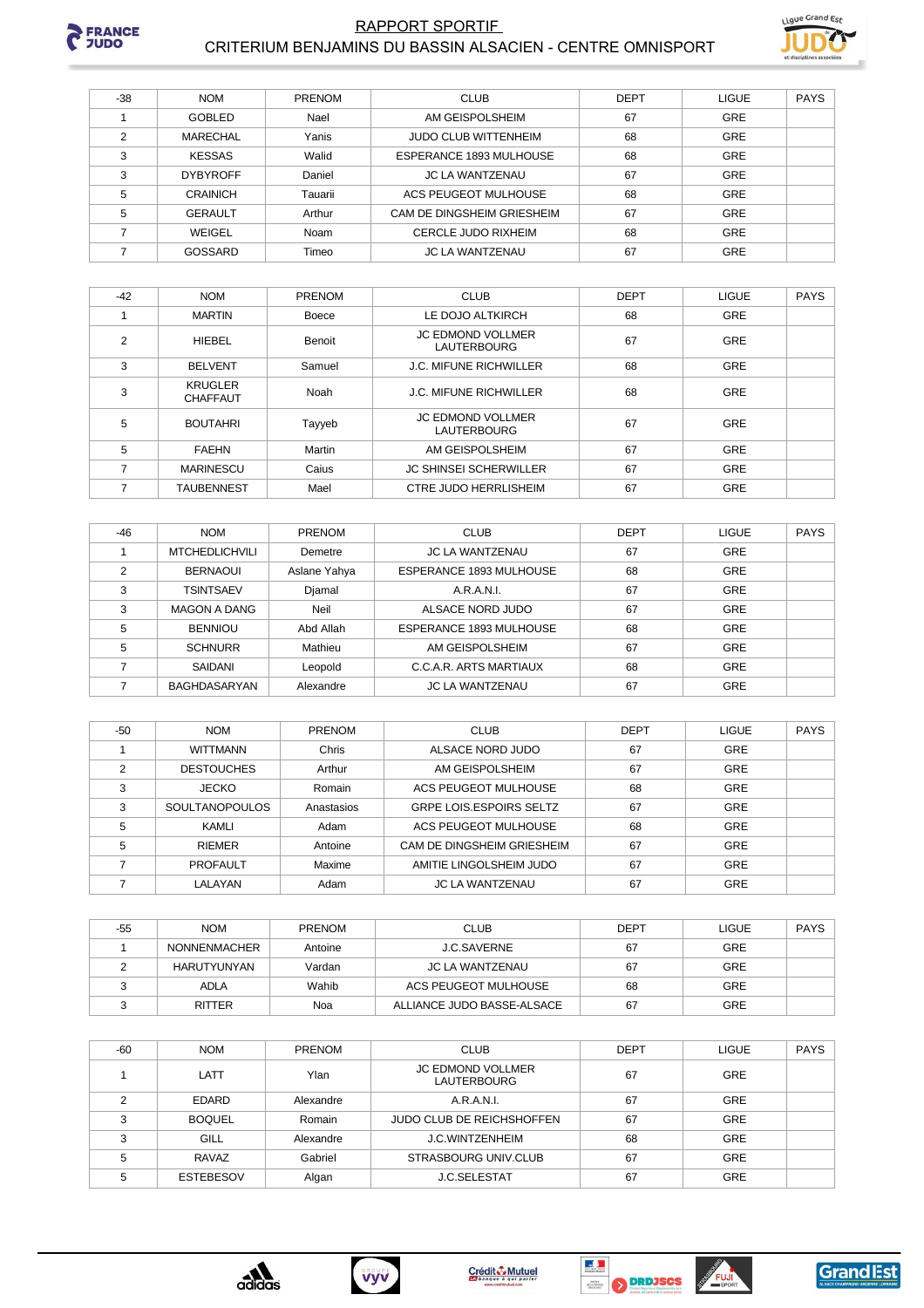| -38 | NOM | PRENOM | CLUB | DEPT | LIGUE | PAYS |
|---|---|---|---|---|---|---|
| 1 | GOBLED | Nael | AM GEISPOLSHEIM | 67 | GRE | |
| 2 | MARECHAL | Yanis | JUDO CLUB WITTENHEIM | 68 | GRE | |
| 3 | KESSAS | Walid | ESPERANCE 1893 MULHOUSE | 68 | GRE | |
| 3 | DYBYROFF | Daniel | JC LA WANTZENAU | 67 | GRE | |
| 5 | CRAINICH | Tauarii | ACS PEUGEOT MULHOUSE | 68 | GRE | |
| 5 | GERAULT | Arthur | CAM DE DINGSHEIM GRIESHEIM | 67 | GRE | |
| 7 | WEIGEL | Noam | CERCLE JUDO RIXHEIM | 68 | GRE | |
| 7 | GOSSARD | Timeo | JC LA WANTZENAU | 67 | GRE | |

| -42 | NOM | PRENOM | CLUB | DEPT | LIGUE | PAYS |
|---|---|---|---|---|---|---|
| 1 | MARTIN | Boece | LE DOJO ALTKIRCH | 68 | GRE | |
| 2 | HIEBEL | Benoit | JC EDMOND VOLLMER LAUTERBOURG | 67 | GRE | |
| 3 | BELVENT | Samuel | J.C. MIFUNE RICHWILLER | 68 | GRE | |
| 3 | KRUGLER CHAFFAUT | Noah | J.C. MIFUNE RICHWILLER | 68 | GRE | |
| 5 | BOUTAHRI | Tayyeb | JC EDMOND VOLLMER LAUTERBOURG | 67 | GRE | |
| 5 | FAEHN | Martin | AM GEISPOLSHEIM | 67 | GRE | |
| 7 | MARINESCU | Caius | JC SHINSEI SCHERWILLER | 67 | GRE | |
| 7 | TAUBENNEST | Mael | CTRE JUDO HERRLISHEIM | 67 | GRE | |

| -46 | NOM | PRENOM | CLUB | DEPT | LIGUE | PAYS |
|---|---|---|---|---|---|---|
| 1 | MTCHEDLICHVILI | Demetre | JC LA WANTZENAU | 67 | GRE | |
| 2 | BERNAOUI | Aslane Yahya | ESPERANCE 1893 MULHOUSE | 68 | GRE | |
| 3 | TSINTSAEV | Djamal | A.R.A.N.I. | 67 | GRE | |
| 3 | MAGON A DANG | Neil | ALSACE NORD JUDO | 67 | GRE | |
| 5 | BENNIOU | Abd Allah | ESPERANCE 1893 MULHOUSE | 68 | GRE | |
| 5 | SCHNURR | Mathieu | AM GEISPOLSHEIM | 67 | GRE | |
| 7 | SAIDANI | Leopold | C.C.A.R. ARTS MARTIAUX | 68 | GRE | |
| 7 | BAGHDASARYAN | Alexandre | JC LA WANTZENAU | 67 | GRE | |

| -50 | NOM | PRENOM | CLUB | DEPT | LIGUE | PAYS |
|---|---|---|---|---|---|---|
| 1 | WITTMANN | Chris | ALSACE NORD JUDO | 67 | GRE | |
| 2 | DESTOUCHES | Arthur | AM GEISPOLSHEIM | 67 | GRE | |
| 3 | JECKO | Romain | ACS PEUGEOT MULHOUSE | 68 | GRE | |
| 3 | SOULTANOPOULOS | Anastasios | GRPE LOIS.ESPOIRS SELTZ | 67 | GRE | |
| 5 | KAMLI | Adam | ACS PEUGEOT MULHOUSE | 68 | GRE | |
| 5 | RIEMER | Antoine | CAM DE DINGSHEIM GRIESHEIM | 67 | GRE | |
| 7 | PROFAULT | Maxime | AMITIE LINGOLSHEIM JUDO | 67 | GRE | |
| 7 | LALAYAN | Adam | JC LA WANTZENAU | 67 | GRE | |

| -55 | NOM | PRENOM | CLUB | DEPT | LIGUE | PAYS |
|---|---|---|---|---|---|---|
| 1 | NONNENMACHER | Antoine | J.C.SAVERNE | 67 | GRE | |
| 2 | HARUTYUNYAN | Vardan | JC LA WANTZENAU | 67 | GRE | |
| 3 | ADLA | Wahib | ACS PEUGEOT MULHOUSE | 68 | GRE | |
| 3 | RITTER | Noa | ALLIANCE JUDO BASSE-ALSACE | 67 | GRE | |

| -60 | NOM | PRENOM | CLUB | DEPT | LIGUE | PAYS |
|---|---|---|---|---|---|---|
| 1 | LATT | Ylan | JC EDMOND VOLLMER LAUTERBOURG | 67 | GRE | |
| 2 | EDARD | Alexandre | A.R.A.N.I. | 67 | GRE | |
| 3 | BOQUEL | Romain | JUDO CLUB DE REICHSHOFFEN | 67 | GRE | |
| 3 | GILL | Alexandre | J.C.WINTZENHEIM | 68 | GRE | |
| 5 | RAVAZ | Gabriel | STRASBOURG UNIV.CLUB | 67 | GRE | |
| 5 | ESTEBESOV | Algan | J.C.SELESTAT | 67 | GRE | |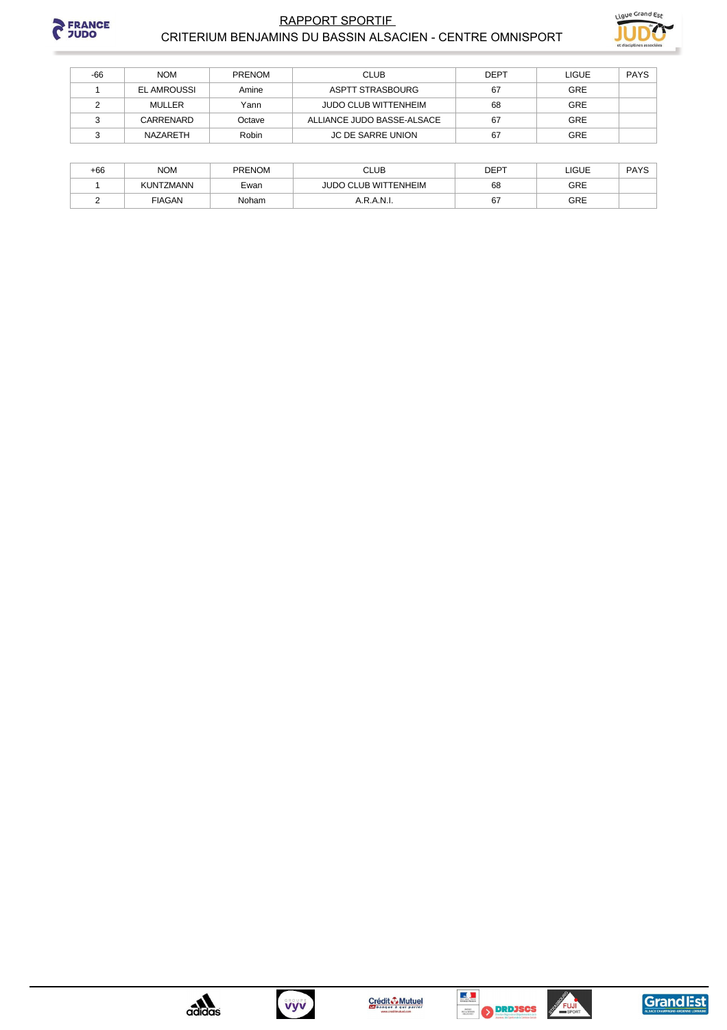| -66 | NOM | PRENOM | CLUB | DEPT | LIGUE | PAYS |
|---|---|---|---|---|---|---|
| 1 | EL AMROUSSI | Amine | ASPTT STRASBOURG | 67 | GRE | |
| 2 | MULLER | Yann | JUDO CLUB WITTENHEIM | 68 | GRE | |
| 3 | CARRENARD | Octave | ALLIANCE JUDO BASSE-ALSACE | 67 | GRE | |
| 3 | NAZARETH | Robin | JC DE SARRE UNION | 67 | GRE | |

| +66 | NOM | PRENOM | CLUB | DEPT | LIGUE | PAYS |
|---|---|---|---|---|---|---|
| 1 | KUNTZMANN | Ewan | JUDO CLUB WITTENHEIM | 68 | GRE | |
| 2 | FIAGAN | Noham | A.R.A.N.I. | 67 | GRE | |